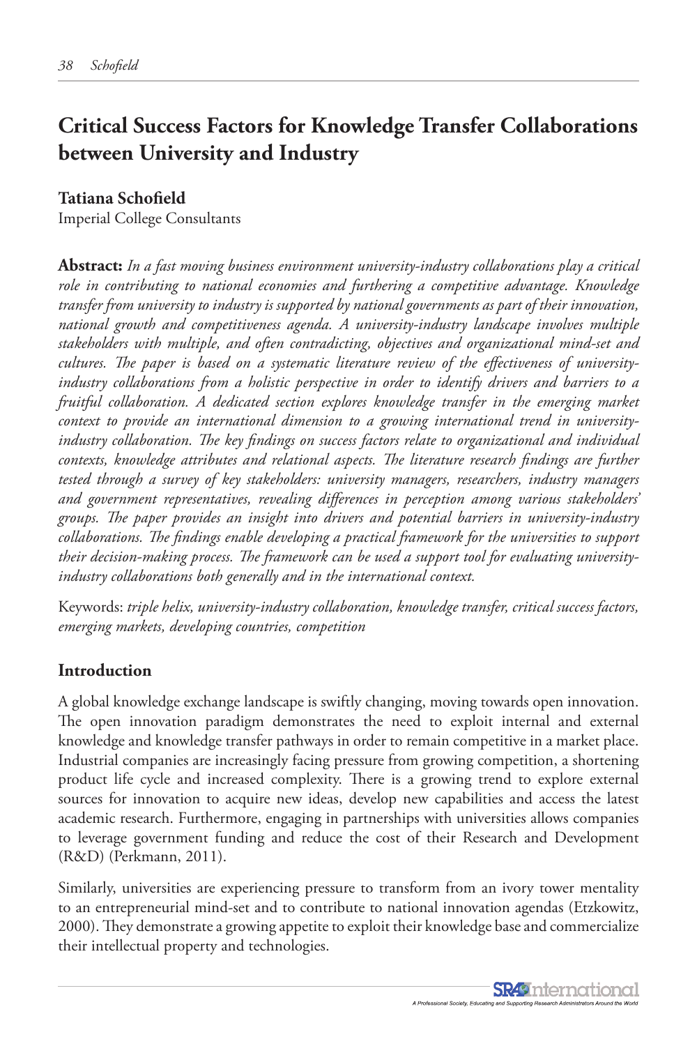# Critical Success Factors for Knowledge Transfer Collaborations between University and Industry

**Tatiana Schofield**
Imperial College Consultants

**Abstract:** *In a fast moving business environment university-industry collaborations play a critical role in contributing to national economies and furthering a competitive advantage. Knowledge transfer from university to industry is supported by national governments as part of their innovation, national growth and competitiveness agenda. A university-industry landscape involves multiple stakeholders with multiple, and often contradicting, objectives and organizational mind-set and cultures. The paper is based on a systematic literature review of the effectiveness of university-industry collaborations from a holistic perspective in order to identify drivers and barriers to a fruitful collaboration. A dedicated section explores knowledge transfer in the emerging market context to provide an international dimension to a growing international trend in university-industry collaboration. The key findings on success factors relate to organizational and individual contexts, knowledge attributes and relational aspects. The literature research findings are further tested through a survey of key stakeholders: university managers, researchers, industry managers and government representatives, revealing differences in perception among various stakeholders' groups. The paper provides an insight into drivers and potential barriers in university-industry collaborations. The findings enable developing a practical framework for the universities to support their decision-making process. The framework can be used a support tool for evaluating university-industry collaborations both generally and in the international context.*

Keywords: *triple helix, university-industry collaboration, knowledge transfer, critical success factors, emerging markets, developing countries, competition*

## Introduction

A global knowledge exchange landscape is swiftly changing, moving towards open innovation. The open innovation paradigm demonstrates the need to exploit internal and external knowledge and knowledge transfer pathways in order to remain competitive in a market place. Industrial companies are increasingly facing pressure from growing competition, a shortening product life cycle and increased complexity. There is a growing trend to explore external sources for innovation to acquire new ideas, develop new capabilities and access the latest academic research. Furthermore, engaging in partnerships with universities allows companies to leverage government funding and reduce the cost of their Research and Development (R&D) (Perkmann, 2011).

Similarly, universities are experiencing pressure to transform from an ivory tower mentality to an entrepreneurial mind-set and to contribute to national innovation agendas (Etzkowitz, 2000). They demonstrate a growing appetite to exploit their knowledge base and commercialize their intellectual property and technologies.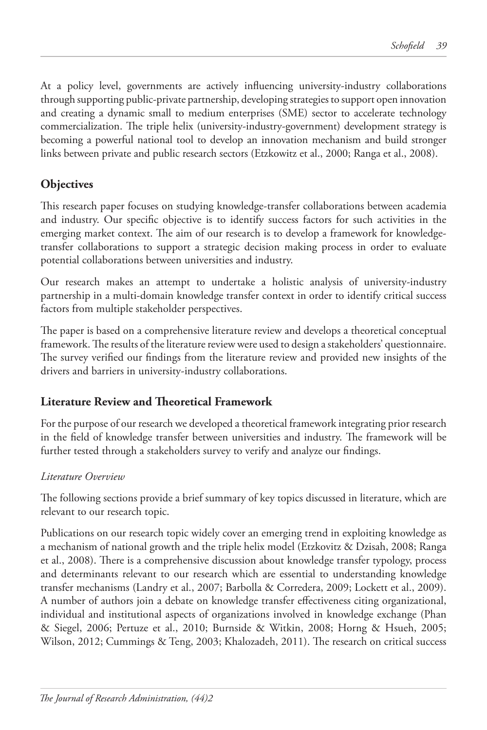At a policy level, governments are actively influencing university-industry collaborations through supporting public-private partnership, developing strategies to support open innovation and creating a dynamic small to medium enterprises (SME) sector to accelerate technology commercialization. The triple helix (university-industry-government) development strategy is becoming a powerful national tool to develop an innovation mechanism and build stronger links between private and public research sectors (Etzkowitz et al., 2000; Ranga et al., 2008).

## Objectives

This research paper focuses on studying knowledge-transfer collaborations between academia and industry. Our specific objective is to identify success factors for such activities in the emerging market context. The aim of our research is to develop a framework for knowledge-transfer collaborations to support a strategic decision making process in order to evaluate potential collaborations between universities and industry.

Our research makes an attempt to undertake a holistic analysis of university-industry partnership in a multi-domain knowledge transfer context in order to identify critical success factors from multiple stakeholder perspectives.

The paper is based on a comprehensive literature review and develops a theoretical conceptual framework. The results of the literature review were used to design a stakeholders' questionnaire. The survey verified our findings from the literature review and provided new insights of the drivers and barriers in university-industry collaborations.

## Literature Review and Theoretical Framework

For the purpose of our research we developed a theoretical framework integrating prior research in the field of knowledge transfer between universities and industry. The framework will be further tested through a stakeholders survey to verify and analyze our findings.

### *Literature Overview*

The following sections provide a brief summary of key topics discussed in literature, which are relevant to our research topic.

Publications on our research topic widely cover an emerging trend in exploiting knowledge as a mechanism of national growth and the triple helix model (Etzkovitz & Dzisah, 2008; Ranga et al., 2008). There is a comprehensive discussion about knowledge transfer typology, process and determinants relevant to our research which are essential to understanding knowledge transfer mechanisms (Landry et al., 2007; Barbolla & Corredera, 2009; Lockett et al., 2009). A number of authors join a debate on knowledge transfer effectiveness citing organizational, individual and institutional aspects of organizations involved in knowledge exchange (Phan & Siegel, 2006; Pertuze et al., 2010; Burnside & Witkin, 2008; Horng & Hsueh, 2005; Wilson, 2012; Cummings & Teng, 2003; Khalozadeh, 2011). The research on critical success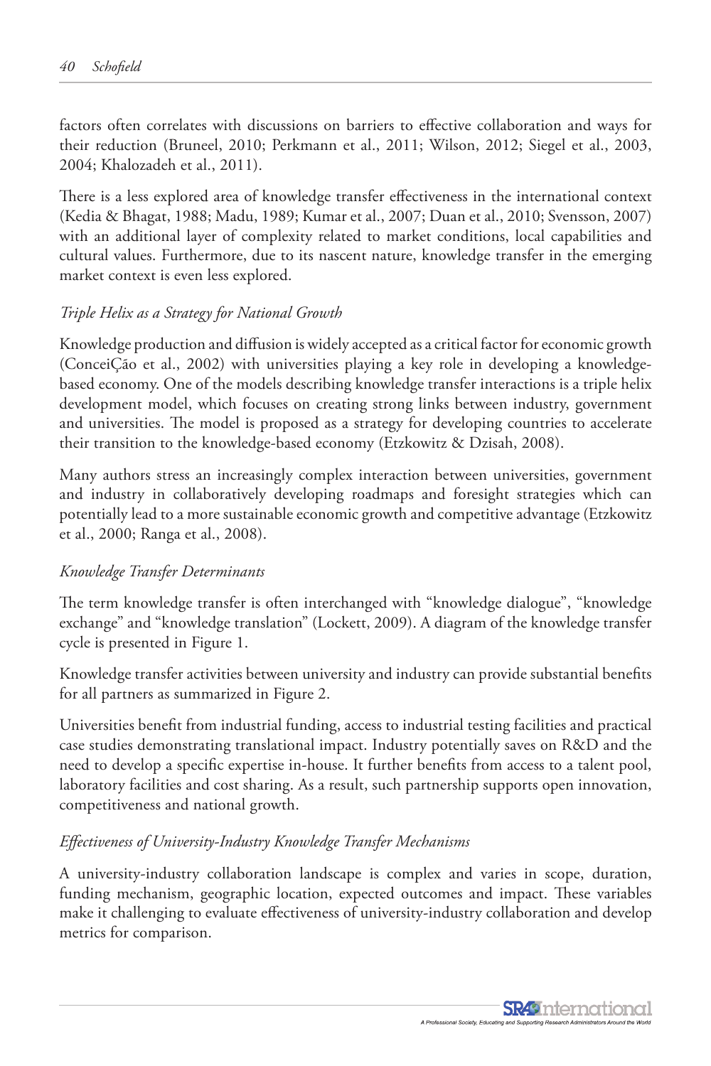factors often correlates with discussions on barriers to effective collaboration and ways for their reduction (Bruneel, 2010; Perkmann et al., 2011; Wilson, 2012; Siegel et al., 2003, 2004; Khalozadeh et al., 2011).

There is a less explored area of knowledge transfer effectiveness in the international context (Kedia & Bhagat, 1988; Madu, 1989; Kumar et al., 2007; Duan et al., 2010; Svensson, 2007) with an additional layer of complexity related to market conditions, local capabilities and cultural values. Furthermore, due to its nascent nature, knowledge transfer in the emerging market context is even less explored.

### *Triple Helix as a Strategy for National Growth*

Knowledge production and diffusion is widely accepted as a critical factor for economic growth (ConceiÇão et al., 2002) with universities playing a key role in developing a knowledge-based economy. One of the models describing knowledge transfer interactions is a triple helix development model, which focuses on creating strong links between industry, government and universities. The model is proposed as a strategy for developing countries to accelerate their transition to the knowledge-based economy (Etzkowitz & Dzisah, 2008).

Many authors stress an increasingly complex interaction between universities, government and industry in collaboratively developing roadmaps and foresight strategies which can potentially lead to a more sustainable economic growth and competitive advantage (Etzkowitz et al., 2000; Ranga et al., 2008).

### *Knowledge Transfer Determinants*

The term knowledge transfer is often interchanged with "knowledge dialogue", "knowledge exchange" and "knowledge translation" (Lockett, 2009). A diagram of the knowledge transfer cycle is presented in Figure 1.

Knowledge transfer activities between university and industry can provide substantial benefits for all partners as summarized in Figure 2.

Universities benefit from industrial funding, access to industrial testing facilities and practical case studies demonstrating translational impact. Industry potentially saves on R&D and the need to develop a specific expertise in-house. It further benefits from access to a talent pool, laboratory facilities and cost sharing. As a result, such partnership supports open innovation, competitiveness and national growth.

### *Effectiveness of University-Industry Knowledge Transfer Mechanisms*

A university-industry collaboration landscape is complex and varies in scope, duration, funding mechanism, geographic location, expected outcomes and impact. These variables make it challenging to evaluate effectiveness of university-industry collaboration and develop metrics for comparison.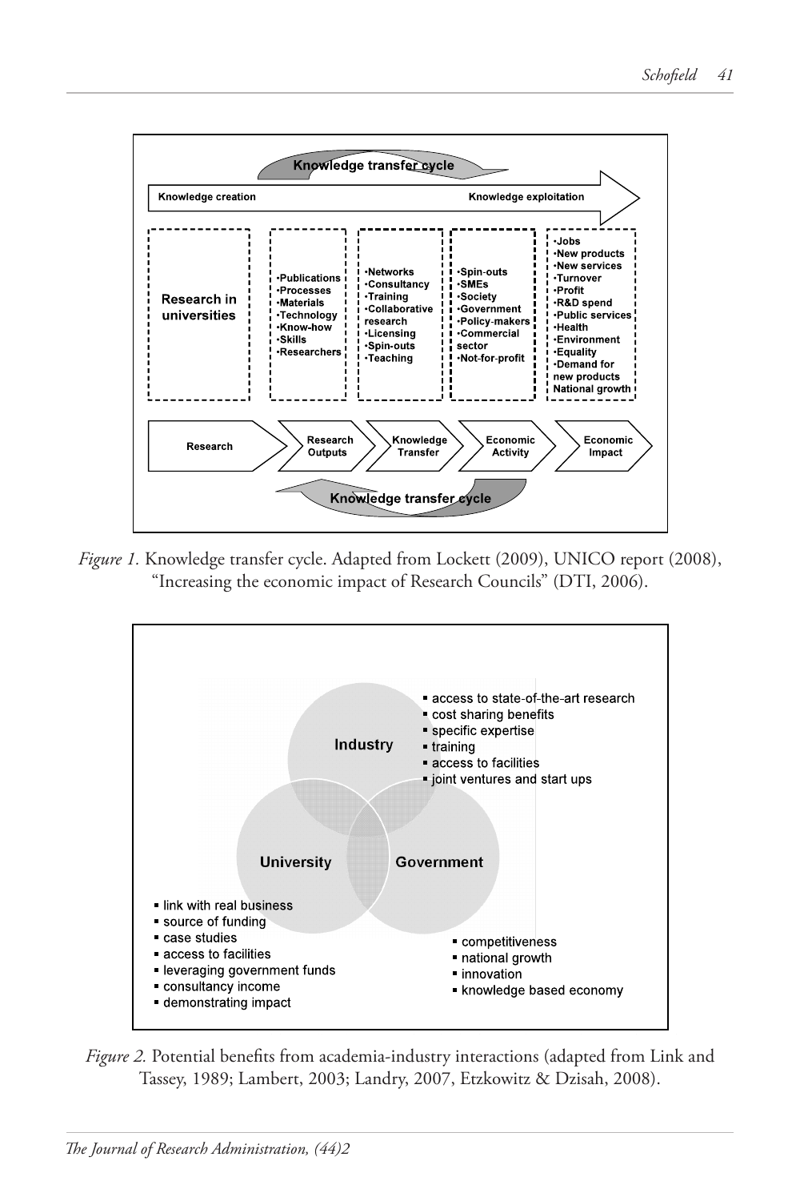Knowledge transfer cycle

Knowledge creation → Knowledge exploitation

| Research in universities | •Publications •Processes •Materials •Technology •Know-how •Skills •Researchers | •Networks •Consultancy •Training •Collaborative research •Licensing •Spin-outs •Teaching | •Spin-outs •SMEs •Society •Government •Policy-makers •Commercial sector •Not-for-profit | •Jobs •New products •New services •Turnover •Profit •R&D spend •Public services •Health •Environment •Equality •Demand for new products National growth |
|---|---|---|---|---|
| Research | Research Outputs | Knowledge Transfer | Economic Activity | Economic Impact |

Knowledge transfer cycle

*Figure 1.* Knowledge transfer cycle. Adapted from Lockett (2009), UNICO report (2008), "Increasing the economic impact of Research Councils" (DTI, 2006).

**Industry**
- access to state-of-the-art research
- cost sharing benefits
- specific expertise
- training
- access to facilities
- joint ventures and start ups

**University**
- link with real business
- source of funding
- case studies
- access to facilities
- leveraging government funds
- consultancy income
- demonstrating impact

**Government**
- competitiveness
- national growth
- innovation
- knowledge based economy

*Figure 2.* Potential benefits from academia-industry interactions (adapted from Link and Tassey, 1989; Lambert, 2003; Landry, 2007, Etzkowitz & Dzisah, 2008).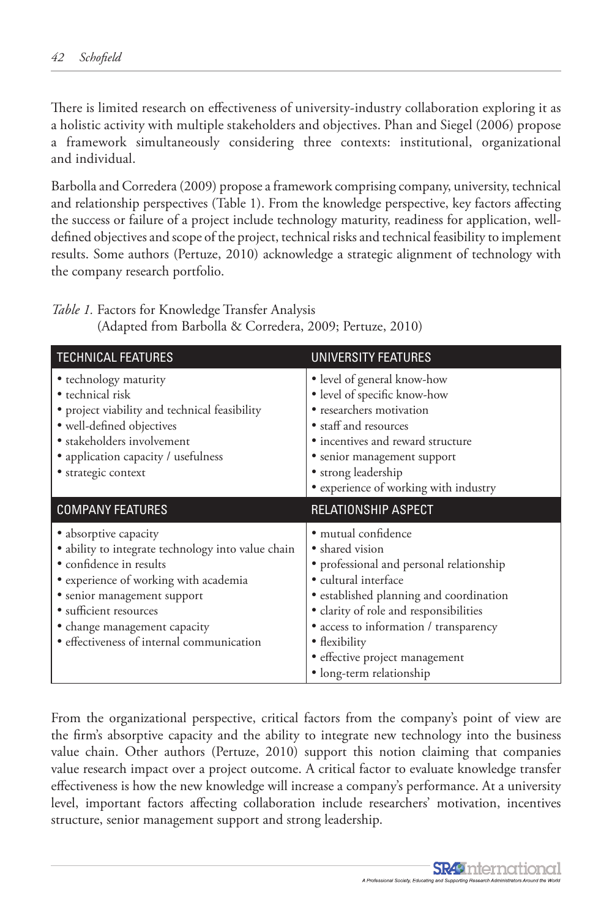There is limited research on effectiveness of university-industry collaboration exploring it as a holistic activity with multiple stakeholders and objectives. Phan and Siegel (2006) propose a framework simultaneously considering three contexts: institutional, organizational and individual.

Barbolla and Corredera (2009) propose a framework comprising company, university, technical and relationship perspectives (Table 1). From the knowledge perspective, key factors affecting the success or failure of a project include technology maturity, readiness for application, well-defined objectives and scope of the project, technical risks and technical feasibility to implement results. Some authors (Pertuze, 2010) acknowledge a strategic alignment of technology with the company research portfolio.

*Table 1.* Factors for Knowledge Transfer Analysis
(Adapted from Barbolla & Corredera, 2009; Pertuze, 2010)

| TECHNICAL FEATURES | UNIVERSITY FEATURES |
|---|---|
| • technology maturity<br>• technical risk<br>• project viability and technical feasibility<br>• well-defined objectives<br>• stakeholders involvement<br>• application capacity / usefulness<br>• strategic context | • level of general know-how<br>• level of specific know-how<br>• researchers motivation<br>• staff and resources<br>• incentives and reward structure<br>• senior management support<br>• strong leadership<br>• experience of working with industry |
| **COMPANY FEATURES** | **RELATIONSHIP ASPECT** |
| • absorptive capacity<br>• ability to integrate technology into value chain<br>• confidence in results<br>• experience of working with academia<br>• senior management support<br>• sufficient resources<br>• change management capacity<br>• effectiveness of internal communication | • mutual confidence<br>• shared vision<br>• professional and personal relationship<br>• cultural interface<br>• established planning and coordination<br>• clarity of role and responsibilities<br>• access to information / transparency<br>• flexibility<br>• effective project management<br>• long-term relationship |

From the organizational perspective, critical factors from the company's point of view are the firm's absorptive capacity and the ability to integrate new technology into the business value chain. Other authors (Pertuze, 2010) support this notion claiming that companies value research impact over a project outcome. A critical factor to evaluate knowledge transfer effectiveness is how the new knowledge will increase a company's performance. At a university level, important factors affecting collaboration include researchers' motivation, incentives structure, senior management support and strong leadership.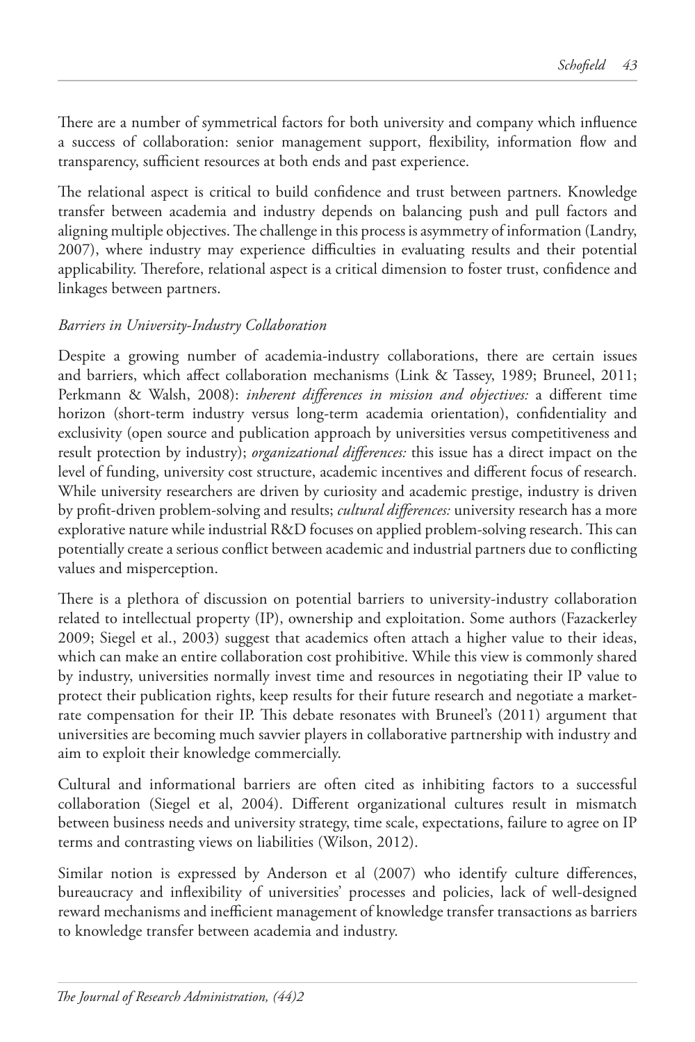There are a number of symmetrical factors for both university and company which influence a success of collaboration: senior management support, flexibility, information flow and transparency, sufficient resources at both ends and past experience.

The relational aspect is critical to build confidence and trust between partners. Knowledge transfer between academia and industry depends on balancing push and pull factors and aligning multiple objectives. The challenge in this process is asymmetry of information (Landry, 2007), where industry may experience difficulties in evaluating results and their potential applicability. Therefore, relational aspect is a critical dimension to foster trust, confidence and linkages between partners.

*Barriers in University-Industry Collaboration*

Despite a growing number of academia-industry collaborations, there are certain issues and barriers, which affect collaboration mechanisms (Link & Tassey, 1989; Bruneel, 2011; Perkmann & Walsh, 2008): *inherent differences in mission and objectives:* a different time horizon (short-term industry versus long-term academia orientation), confidentiality and exclusivity (open source and publication approach by universities versus competitiveness and result protection by industry); *organizational differences:* this issue has a direct impact on the level of funding, university cost structure, academic incentives and different focus of research. While university researchers are driven by curiosity and academic prestige, industry is driven by profit-driven problem-solving and results; *cultural differences:* university research has a more explorative nature while industrial R&D focuses on applied problem-solving research. This can potentially create a serious conflict between academic and industrial partners due to conflicting values and misperception.

There is a plethora of discussion on potential barriers to university-industry collaboration related to intellectual property (IP), ownership and exploitation. Some authors (Fazackerley 2009; Siegel et al., 2003) suggest that academics often attach a higher value to their ideas, which can make an entire collaboration cost prohibitive. While this view is commonly shared by industry, universities normally invest time and resources in negotiating their IP value to protect their publication rights, keep results for their future research and negotiate a market-rate compensation for their IP. This debate resonates with Bruneel's (2011) argument that universities are becoming much savvier players in collaborative partnership with industry and aim to exploit their knowledge commercially.

Cultural and informational barriers are often cited as inhibiting factors to a successful collaboration (Siegel et al, 2004). Different organizational cultures result in mismatch between business needs and university strategy, time scale, expectations, failure to agree on IP terms and contrasting views on liabilities (Wilson, 2012).

Similar notion is expressed by Anderson et al (2007) who identify culture differences, bureaucracy and inflexibility of universities' processes and policies, lack of well-designed reward mechanisms and inefficient management of knowledge transfer transactions as barriers to knowledge transfer between academia and industry.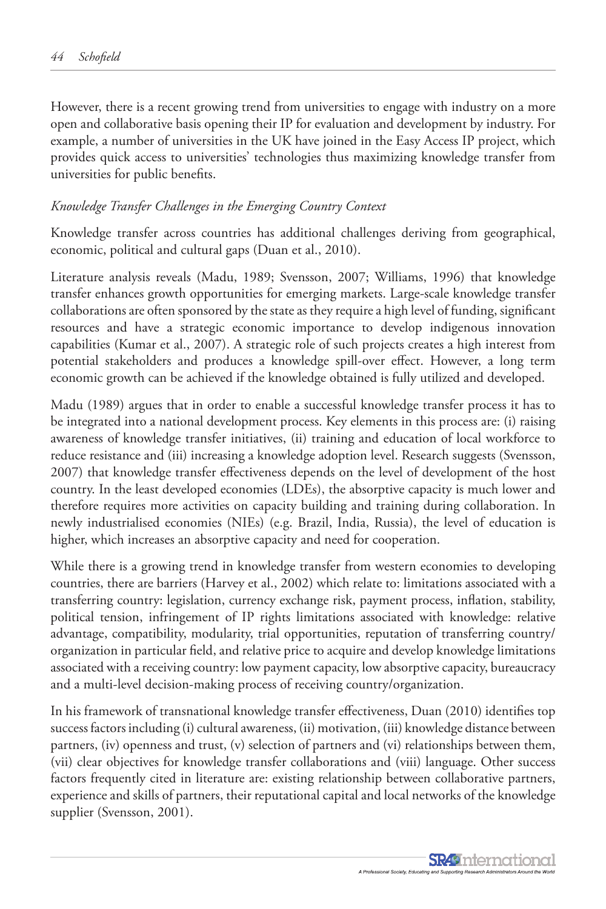However, there is a recent growing trend from universities to engage with industry on a more open and collaborative basis opening their IP for evaluation and development by industry. For example, a number of universities in the UK have joined in the Easy Access IP project, which provides quick access to universities' technologies thus maximizing knowledge transfer from universities for public benefits.

*Knowledge Transfer Challenges in the Emerging Country Context*

Knowledge transfer across countries has additional challenges deriving from geographical, economic, political and cultural gaps (Duan et al., 2010).

Literature analysis reveals (Madu, 1989; Svensson, 2007; Williams, 1996) that knowledge transfer enhances growth opportunities for emerging markets. Large-scale knowledge transfer collaborations are often sponsored by the state as they require a high level of funding, significant resources and have a strategic economic importance to develop indigenous innovation capabilities (Kumar et al., 2007). A strategic role of such projects creates a high interest from potential stakeholders and produces a knowledge spill-over effect. However, a long term economic growth can be achieved if the knowledge obtained is fully utilized and developed.

Madu (1989) argues that in order to enable a successful knowledge transfer process it has to be integrated into a national development process. Key elements in this process are: (i) raising awareness of knowledge transfer initiatives, (ii) training and education of local workforce to reduce resistance and (iii) increasing a knowledge adoption level. Research suggests (Svensson, 2007) that knowledge transfer effectiveness depends on the level of development of the host country. In the least developed economies (LDEs), the absorptive capacity is much lower and therefore requires more activities on capacity building and training during collaboration. In newly industrialised economies (NIEs) (e.g. Brazil, India, Russia), the level of education is higher, which increases an absorptive capacity and need for cooperation.

While there is a growing trend in knowledge transfer from western economies to developing countries, there are barriers (Harvey et al., 2002) which relate to: limitations associated with a transferring country: legislation, currency exchange risk, payment process, inflation, stability, political tension, infringement of IP rights limitations associated with knowledge: relative advantage, compatibility, modularity, trial opportunities, reputation of transferring country/ organization in particular field, and relative price to acquire and develop knowledge limitations associated with a receiving country: low payment capacity, low absorptive capacity, bureaucracy and a multi-level decision-making process of receiving country/organization.

In his framework of transnational knowledge transfer effectiveness, Duan (2010) identifies top success factors including (i) cultural awareness, (ii) motivation, (iii) knowledge distance between partners, (iv) openness and trust, (v) selection of partners and (vi) relationships between them, (vii) clear objectives for knowledge transfer collaborations and (viii) language. Other success factors frequently cited in literature are: existing relationship between collaborative partners, experience and skills of partners, their reputational capital and local networks of the knowledge supplier (Svensson, 2001).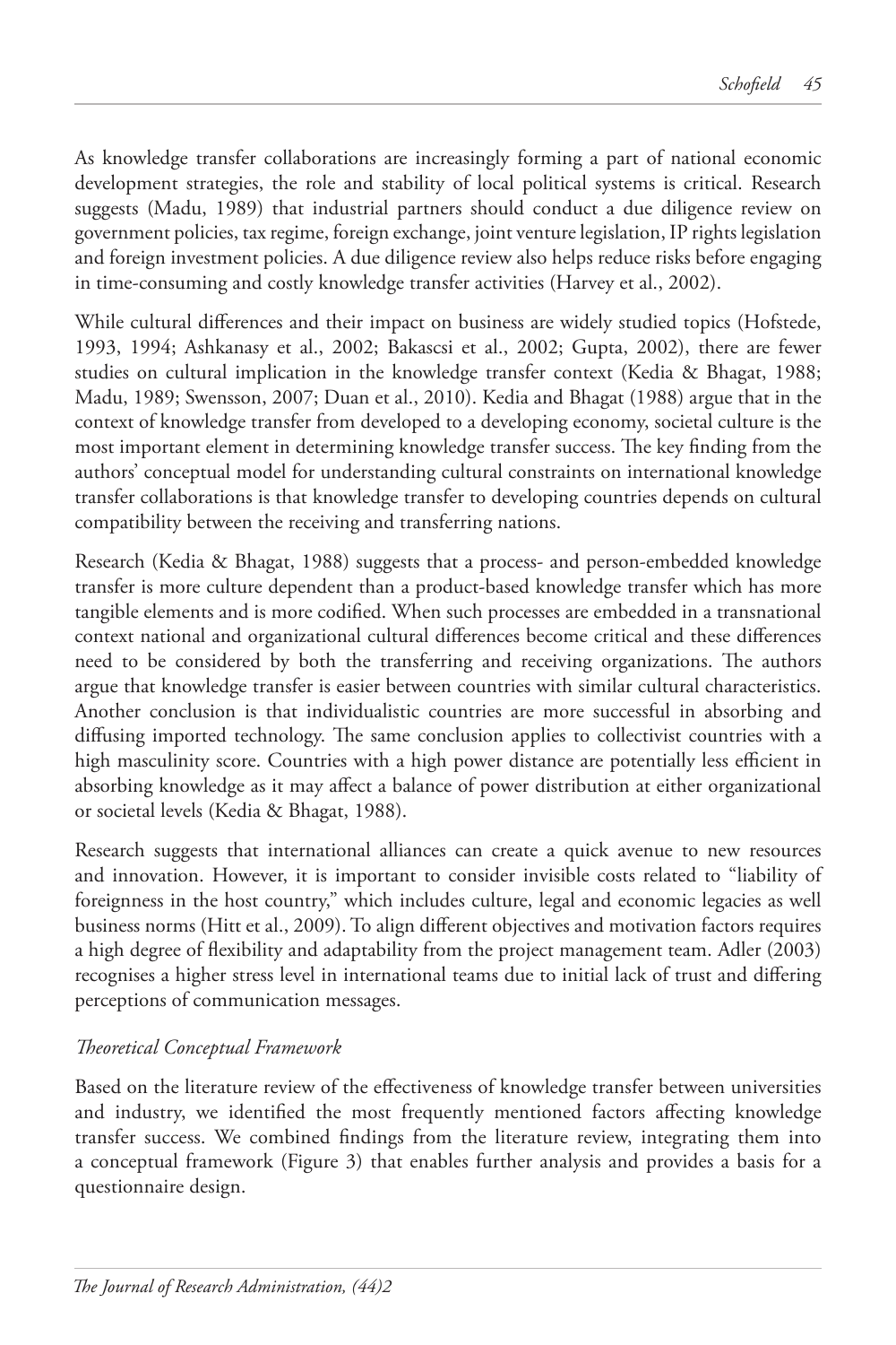As knowledge transfer collaborations are increasingly forming a part of national economic development strategies, the role and stability of local political systems is critical. Research suggests (Madu, 1989) that industrial partners should conduct a due diligence review on government policies, tax regime, foreign exchange, joint venture legislation, IP rights legislation and foreign investment policies. A due diligence review also helps reduce risks before engaging in time-consuming and costly knowledge transfer activities (Harvey et al., 2002).

While cultural differences and their impact on business are widely studied topics (Hofstede, 1993, 1994; Ashkanasy et al., 2002; Bakascsi et al., 2002; Gupta, 2002), there are fewer studies on cultural implication in the knowledge transfer context (Kedia & Bhagat, 1988; Madu, 1989; Swensson, 2007; Duan et al., 2010). Kedia and Bhagat (1988) argue that in the context of knowledge transfer from developed to a developing economy, societal culture is the most important element in determining knowledge transfer success. The key finding from the authors' conceptual model for understanding cultural constraints on international knowledge transfer collaborations is that knowledge transfer to developing countries depends on cultural compatibility between the receiving and transferring nations.

Research (Kedia & Bhagat, 1988) suggests that a process- and person-embedded knowledge transfer is more culture dependent than a product-based knowledge transfer which has more tangible elements and is more codified. When such processes are embedded in a transnational context national and organizational cultural differences become critical and these differences need to be considered by both the transferring and receiving organizations. The authors argue that knowledge transfer is easier between countries with similar cultural characteristics. Another conclusion is that individualistic countries are more successful in absorbing and diffusing imported technology. The same conclusion applies to collectivist countries with a high masculinity score. Countries with a high power distance are potentially less efficient in absorbing knowledge as it may affect a balance of power distribution at either organizational or societal levels (Kedia & Bhagat, 1988).

Research suggests that international alliances can create a quick avenue to new resources and innovation. However, it is important to consider invisible costs related to "liability of foreignness in the host country," which includes culture, legal and economic legacies as well business norms (Hitt et al., 2009). To align different objectives and motivation factors requires a high degree of flexibility and adaptability from the project management team. Adler (2003) recognises a higher stress level in international teams due to initial lack of trust and differing perceptions of communication messages.

*Theoretical Conceptual Framework*

Based on the literature review of the effectiveness of knowledge transfer between universities and industry, we identified the most frequently mentioned factors affecting knowledge transfer success. We combined findings from the literature review, integrating them into a conceptual framework (Figure 3) that enables further analysis and provides a basis for a questionnaire design.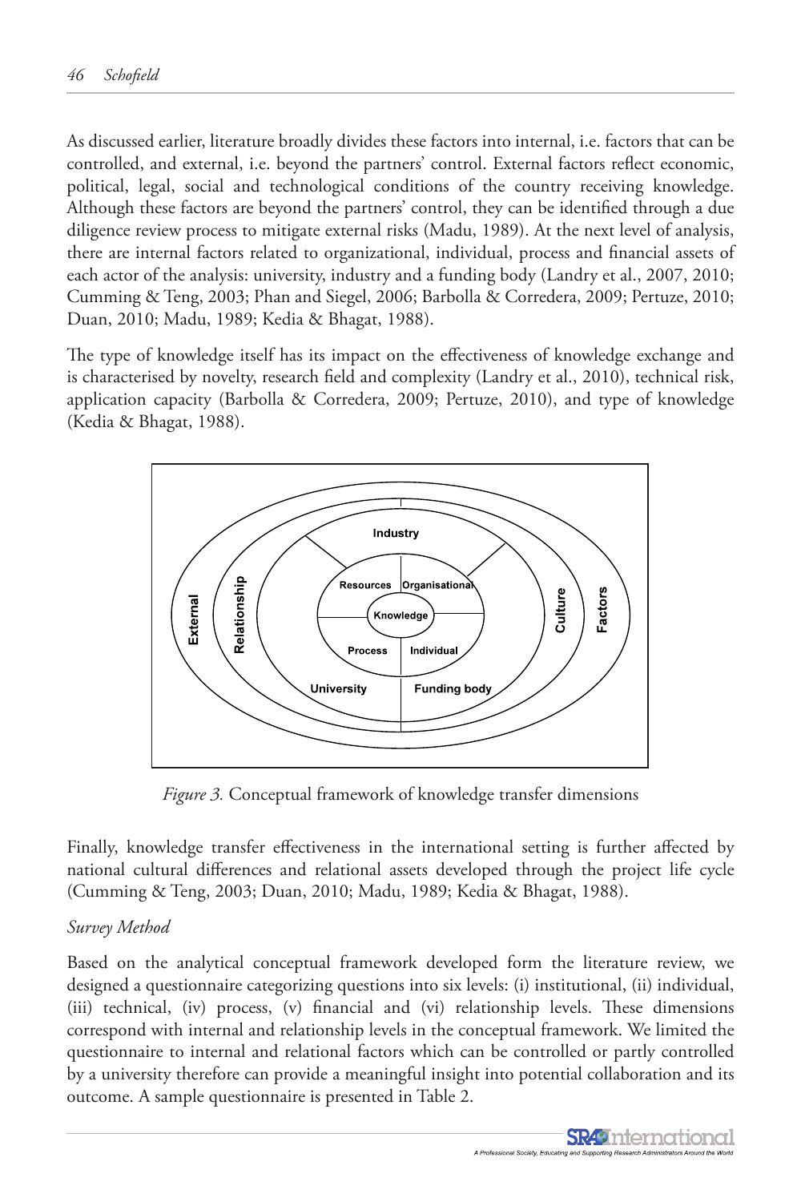As discussed earlier, literature broadly divides these factors into internal, i.e. factors that can be controlled, and external, i.e. beyond the partners' control. External factors reflect economic, political, legal, social and technological conditions of the country receiving knowledge. Although these factors are beyond the partners' control, they can be identified through a due diligence review process to mitigate external risks (Madu, 1989). At the next level of analysis, there are internal factors related to organizational, individual, process and financial assets of each actor of the analysis: university, industry and a funding body (Landry et al., 2007, 2010; Cumming & Teng, 2003; Phan and Siegel, 2006; Barbolla & Corredera, 2009; Pertuze, 2010; Duan, 2010; Madu, 1989; Kedia & Bhagat, 1988).

The type of knowledge itself has its impact on the effectiveness of knowledge exchange and is characterised by novelty, research field and complexity (Landry et al., 2010), technical risk, application capacity (Barbolla & Corredera, 2009; Pertuze, 2010), and type of knowledge (Kedia & Bhagat, 1988).

*Figure 3.* Conceptual framework of knowledge transfer dimensions

Finally, knowledge transfer effectiveness in the international setting is further affected by national cultural differences and relational assets developed through the project life cycle (Cumming & Teng, 2003; Duan, 2010; Madu, 1989; Kedia & Bhagat, 1988).

*Survey Method*

Based on the analytical conceptual framework developed form the literature review, we designed a questionnaire categorizing questions into six levels: (i) institutional, (ii) individual, (iii) technical, (iv) process, (v) financial and (vi) relationship levels. These dimensions correspond with internal and relationship levels in the conceptual framework. We limited the questionnaire to internal and relational factors which can be controlled or partly controlled by a university therefore can provide a meaningful insight into potential collaboration and its outcome. A sample questionnaire is presented in Table 2.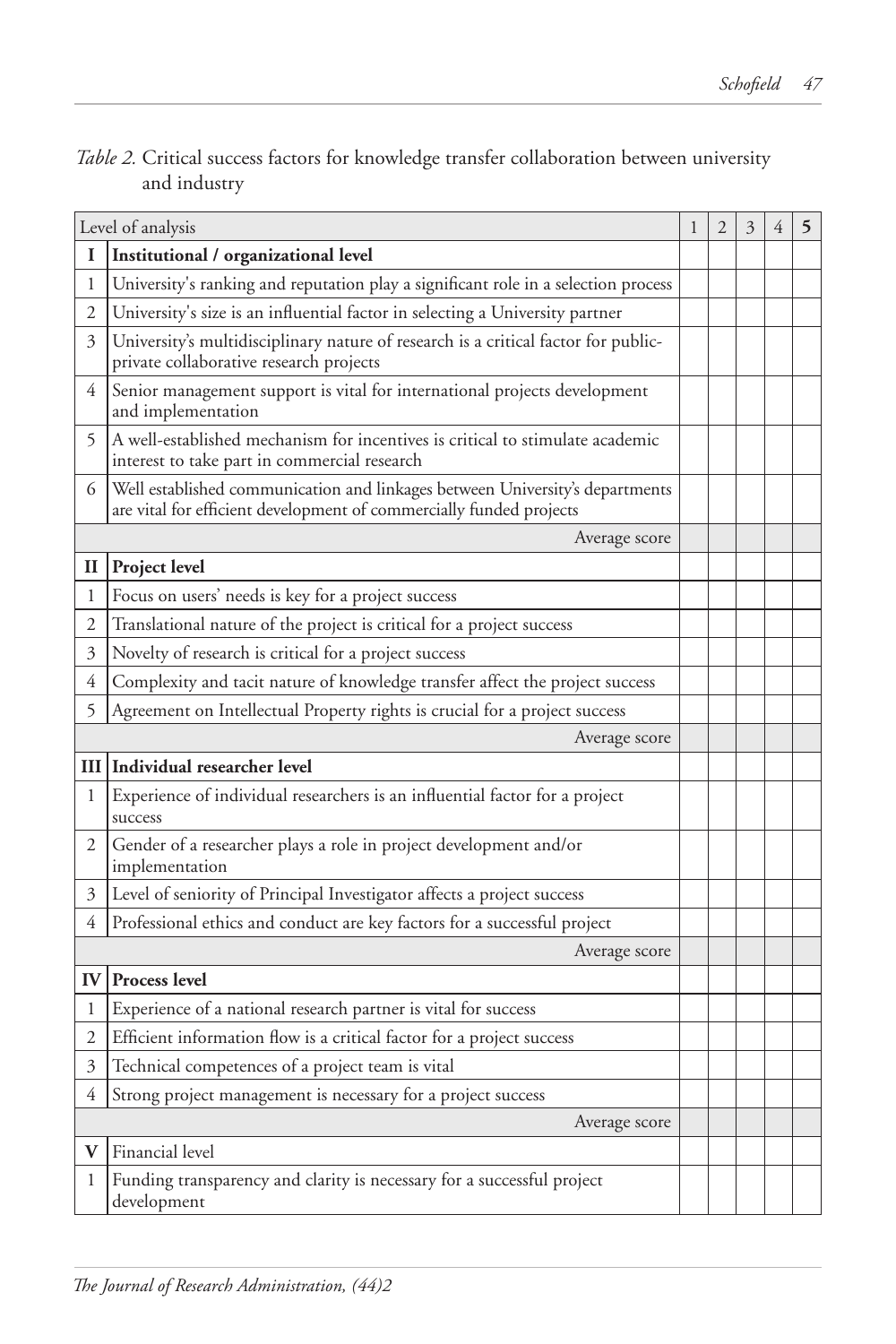*Table 2.* Critical success factors for knowledge transfer collaboration between university and industry

| Level of analysis | | 1 | 2 | 3 | 4 | **5** |
|---|---|---|---|---|---|---|
| **I** | **Institutional / organizational level** | | | | | |
| 1 | University's ranking and reputation play a significant role in a selection process | | | | | |
| 2 | University's size is an influential factor in selecting a University partner | | | | | |
| 3 | University's multidisciplinary nature of research is a critical factor for public-private collaborative research projects | | | | | |
| 4 | Senior management support is vital for international projects development and implementation | | | | | |
| 5 | A well-established mechanism for incentives is critical to stimulate academic interest to take part in commercial research | | | | | |
| 6 | Well established communication and linkages between University's departments are vital for efficient development of commercially funded projects | | | | | |
| | Average score | | | | | |
| **II** | **Project level** | | | | | |
| 1 | Focus on users' needs is key for a project success | | | | | |
| 2 | Translational nature of the project is critical for a project success | | | | | |
| 3 | Novelty of research is critical for a project success | | | | | |
| 4 | Complexity and tacit nature of knowledge transfer affect the project success | | | | | |
| 5 | Agreement on Intellectual Property rights is crucial for a project success | | | | | |
| | Average score | | | | | |
| **III** | **Individual researcher level** | | | | | |
| 1 | Experience of individual researchers is an influential factor for a project success | | | | | |
| 2 | Gender of a researcher plays a role in project development and/or implementation | | | | | |
| 3 | Level of seniority of Principal Investigator affects a project success | | | | | |
| 4 | Professional ethics and conduct are key factors for a successful project | | | | | |
| | Average score | | | | | |
| **IV** | **Process level** | | | | | |
| 1 | Experience of a national research partner is vital for success | | | | | |
| 2 | Efficient information flow is a critical factor for a project success | | | | | |
| 3 | Technical competences of a project team is vital | | | | | |
| 4 | Strong project management is necessary for a project success | | | | | |
| | Average score | | | | | |
| **V** | Financial level | | | | | |
| 1 | Funding transparency and clarity is necessary for a successful project development | | | | | |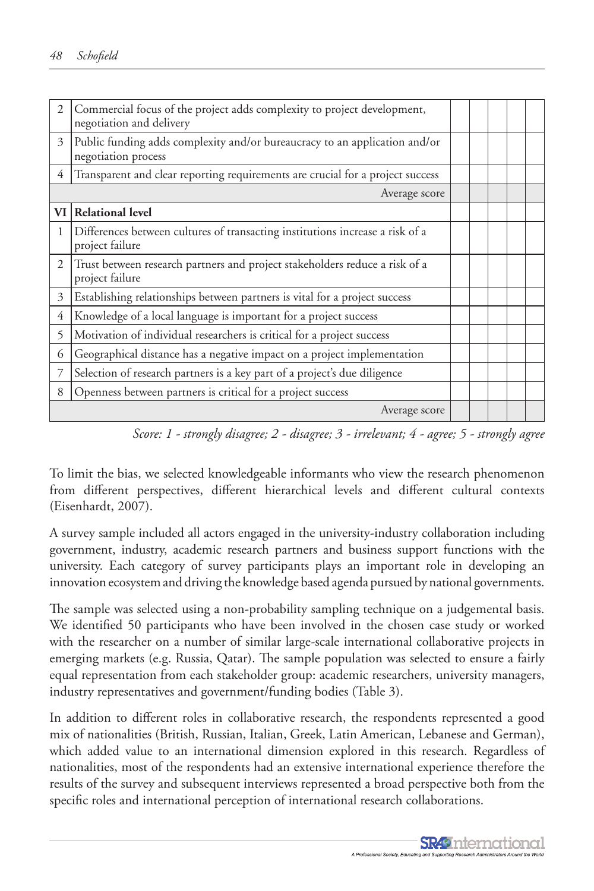| | | | | | | |
|---|---|---|---|---|---|---|
| 2 | Commercial focus of the project adds complexity to project development, negotiation and delivery | | | | | |
| 3 | Public funding adds complexity and/or bureaucracy to an application and/or negotiation process | | | | | |
| 4 | Transparent and clear reporting requirements are crucial for a project success | | | | | |
| | Average score | | | | | |
| **VI** | **Relational level** | | | | | |
| 1 | Differences between cultures of transacting institutions increase a risk of a project failure | | | | | |
| 2 | Trust between research partners and project stakeholders reduce a risk of a project failure | | | | | |
| 3 | Establishing relationships between partners is vital for a project success | | | | | |
| 4 | Knowledge of a local language is important for a project success | | | | | |
| 5 | Motivation of individual researchers is critical for a project success | | | | | |
| 6 | Geographical distance has a negative impact on a project implementation | | | | | |
| 7 | Selection of research partners is a key part of a project's due diligence | | | | | |
| 8 | Openness between partners is critical for a project success | | | | | |
| | Average score | | | | | |

*Score: 1 - strongly disagree; 2 - disagree; 3 - irrelevant; 4 - agree; 5 - strongly agree*

To limit the bias, we selected knowledgeable informants who view the research phenomenon from different perspectives, different hierarchical levels and different cultural contexts (Eisenhardt, 2007).

A survey sample included all actors engaged in the university-industry collaboration including government, industry, academic research partners and business support functions with the university. Each category of survey participants plays an important role in developing an innovation ecosystem and driving the knowledge based agenda pursued by national governments.

The sample was selected using a non-probability sampling technique on a judgemental basis. We identified 50 participants who have been involved in the chosen case study or worked with the researcher on a number of similar large-scale international collaborative projects in emerging markets (e.g. Russia, Qatar). The sample population was selected to ensure a fairly equal representation from each stakeholder group: academic researchers, university managers, industry representatives and government/funding bodies (Table 3).

In addition to different roles in collaborative research, the respondents represented a good mix of nationalities (British, Russian, Italian, Greek, Latin American, Lebanese and German), which added value to an international dimension explored in this research. Regardless of nationalities, most of the respondents had an extensive international experience therefore the results of the survey and subsequent interviews represented a broad perspective both from the specific roles and international perception of international research collaborations.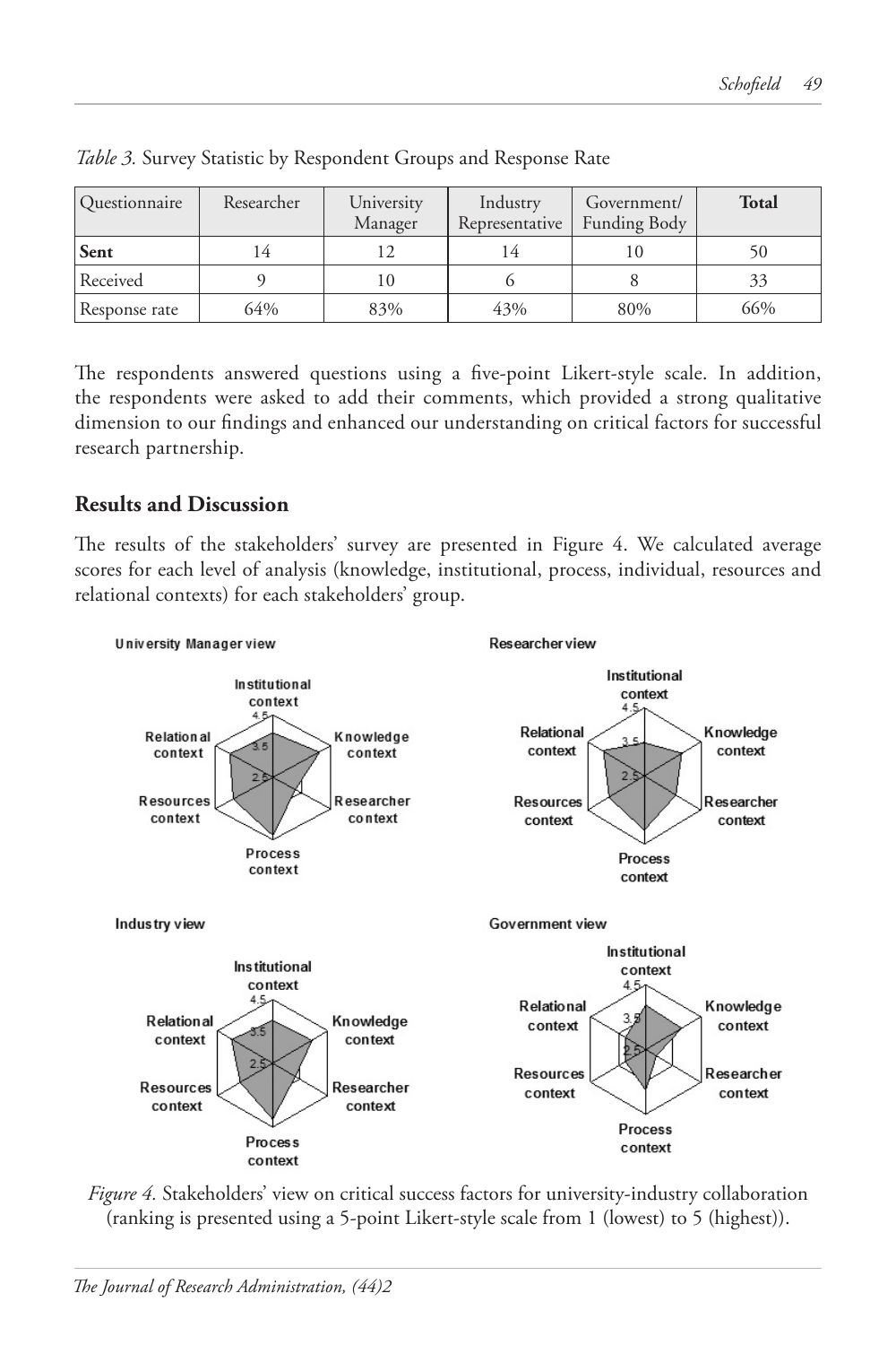*Table 3.* Survey Statistic by Respondent Groups and Response Rate

| Questionnaire | Researcher | University Manager | Industry Representative | Government/ Funding Body | **Total** |
|---|---|---|---|---|---|
| **Sent** | 14 | 12 | 14 | 10 | 50 |
| Received | 9 | 10 | 6 | 8 | 33 |
| Response rate | 64% | 83% | 43% | 80% | 66% |

The respondents answered questions using a five-point Likert-style scale. In addition, the respondents were asked to add their comments, which provided a strong qualitative dimension to our findings and enhanced our understanding on critical factors for successful research partnership.

## Results and Discussion

The results of the stakeholders' survey are presented in Figure 4. We calculated average scores for each level of analysis (knowledge, institutional, process, individual, resources and relational contexts) for each stakeholders' group.

*Figure 4.* Stakeholders' view on critical success factors for university-industry collaboration (ranking is presented using a 5-point Likert-style scale from 1 (lowest) to 5 (highest)).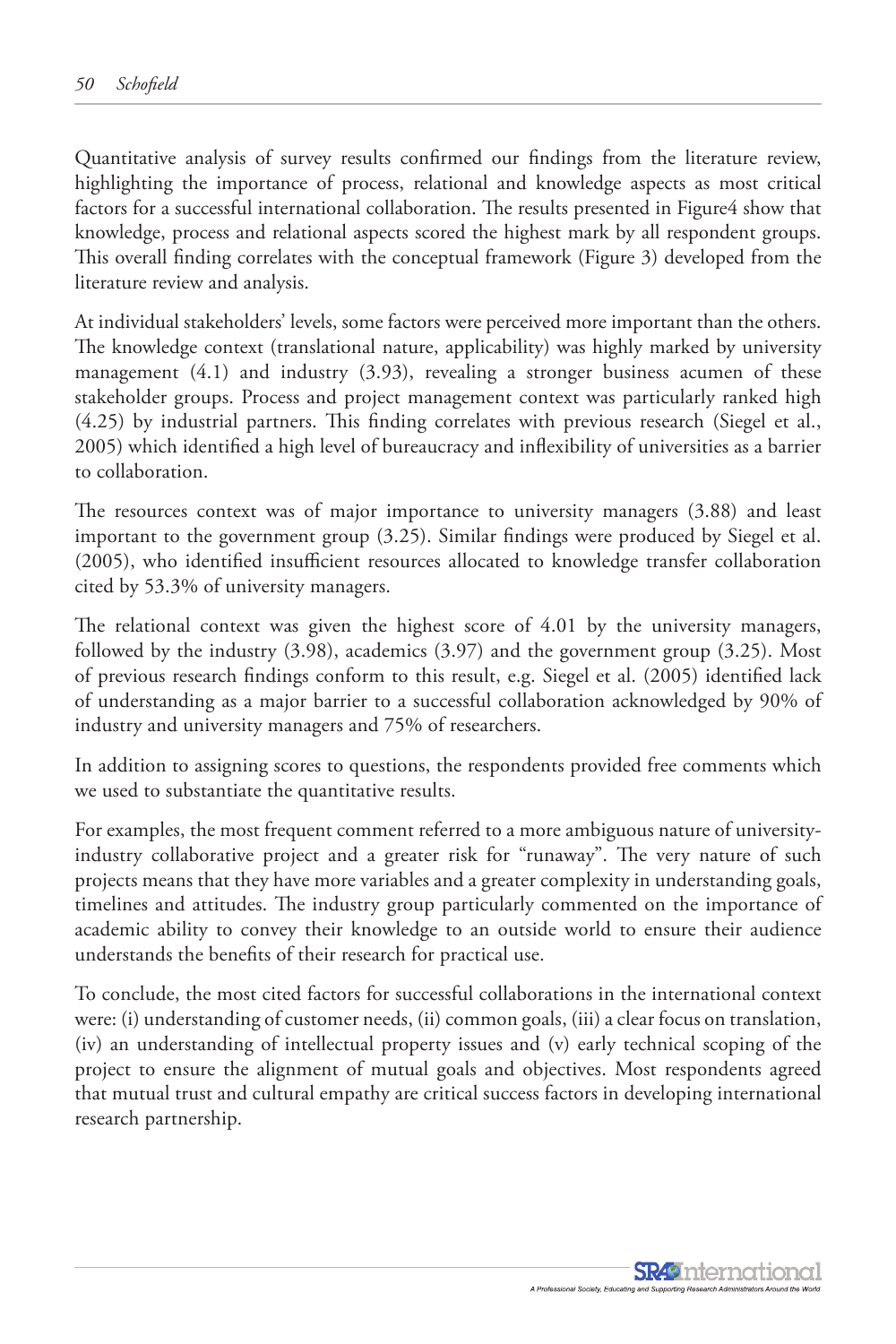Quantitative analysis of survey results confirmed our findings from the literature review, highlighting the importance of process, relational and knowledge aspects as most critical factors for a successful international collaboration. The results presented in Figure4 show that knowledge, process and relational aspects scored the highest mark by all respondent groups. This overall finding correlates with the conceptual framework (Figure 3) developed from the literature review and analysis.

At individual stakeholders' levels, some factors were perceived more important than the others. The knowledge context (translational nature, applicability) was highly marked by university management (4.1) and industry (3.93), revealing a stronger business acumen of these stakeholder groups. Process and project management context was particularly ranked high (4.25) by industrial partners. This finding correlates with previous research (Siegel et al., 2005) which identified a high level of bureaucracy and inflexibility of universities as a barrier to collaboration.

The resources context was of major importance to university managers (3.88) and least important to the government group (3.25). Similar findings were produced by Siegel et al. (2005), who identified insufficient resources allocated to knowledge transfer collaboration cited by 53.3% of university managers.

The relational context was given the highest score of 4.01 by the university managers, followed by the industry (3.98), academics (3.97) and the government group (3.25). Most of previous research findings conform to this result, e.g. Siegel et al. (2005) identified lack of understanding as a major barrier to a successful collaboration acknowledged by 90% of industry and university managers and 75% of researchers.

In addition to assigning scores to questions, the respondents provided free comments which we used to substantiate the quantitative results.

For examples, the most frequent comment referred to a more ambiguous nature of university-industry collaborative project and a greater risk for "runaway". The very nature of such projects means that they have more variables and a greater complexity in understanding goals, timelines and attitudes. The industry group particularly commented on the importance of academic ability to convey their knowledge to an outside world to ensure their audience understands the benefits of their research for practical use.

To conclude, the most cited factors for successful collaborations in the international context were: (i) understanding of customer needs, (ii) common goals, (iii) a clear focus on translation, (iv) an understanding of intellectual property issues and (v) early technical scoping of the project to ensure the alignment of mutual goals and objectives. Most respondents agreed that mutual trust and cultural empathy are critical success factors in developing international research partnership.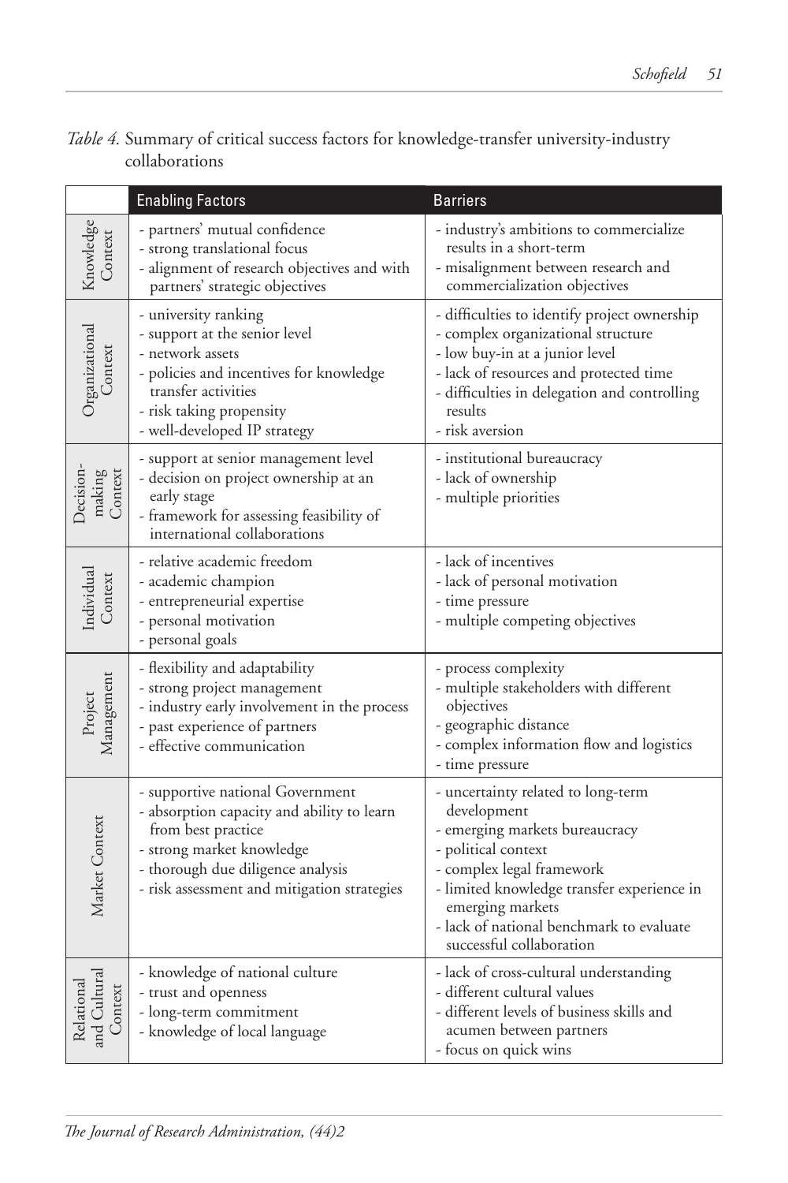*Table 4.* Summary of critical success factors for knowledge-transfer university-industry collaborations

| | Enabling Factors | Barriers |
|---|---|---|
| Knowledge Context | - partners' mutual confidence<br>- strong translational focus<br>- alignment of research objectives and with partners' strategic objectives | - industry's ambitions to commercialize results in a short-term<br>- misalignment between research and commercialization objectives |
| Organizational Context | - university ranking<br>- support at the senior level<br>- network assets<br>- policies and incentives for knowledge transfer activities<br>- risk taking propensity<br>- well-developed IP strategy | - difficulties to identify project ownership<br>- complex organizational structure<br>- low buy-in at a junior level<br>- lack of resources and protected time<br>- difficulties in delegation and controlling results<br>- risk aversion |
| Decision-making Context | - support at senior management level<br>- decision on project ownership at an early stage<br>- framework for assessing feasibility of international collaborations | - institutional bureaucracy<br>- lack of ownership<br>- multiple priorities |
| Individual Context | - relative academic freedom<br>- academic champion<br>- entrepreneurial expertise<br>- personal motivation<br>- personal goals | - lack of incentives<br>- lack of personal motivation<br>- time pressure<br>- multiple competing objectives |
| Project Management | - flexibility and adaptability<br>- strong project management<br>- industry early involvement in the process<br>- past experience of partners<br>- effective communication | - process complexity<br>- multiple stakeholders with different objectives<br>- geographic distance<br>- complex information flow and logistics<br>- time pressure |
| Market Context | - supportive national Government<br>- absorption capacity and ability to learn from best practice<br>- strong market knowledge<br>- thorough due diligence analysis<br>- risk assessment and mitigation strategies | - uncertainty related to long-term development<br>- emerging markets bureaucracy<br>- political context<br>- complex legal framework<br>- limited knowledge transfer experience in emerging markets<br>- lack of national benchmark to evaluate successful collaboration |
| Relational and Cultural Context | - knowledge of national culture<br>- trust and openness<br>- long-term commitment<br>- knowledge of local language | - lack of cross-cultural understanding<br>- different cultural values<br>- different levels of business skills and acumen between partners<br>- focus on quick wins |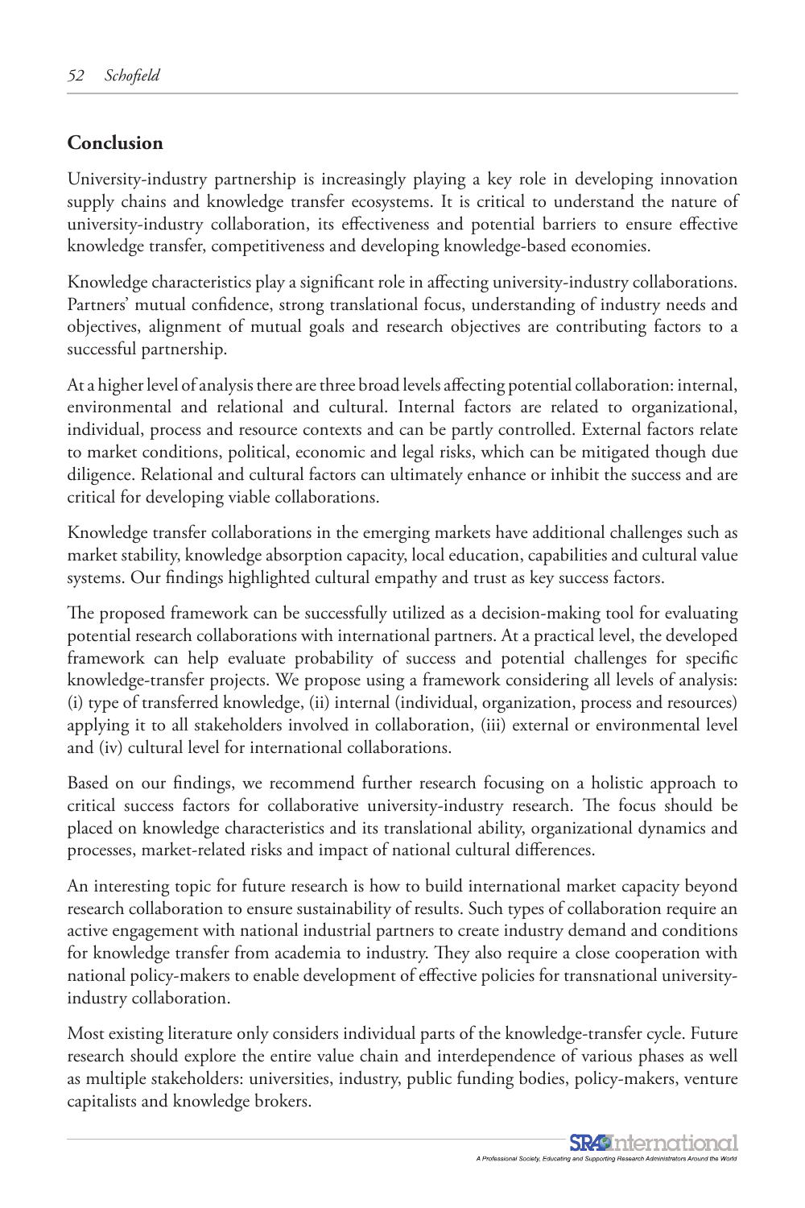## Conclusion

University-industry partnership is increasingly playing a key role in developing innovation supply chains and knowledge transfer ecosystems. It is critical to understand the nature of university-industry collaboration, its effectiveness and potential barriers to ensure effective knowledge transfer, competitiveness and developing knowledge-based economies.

Knowledge characteristics play a significant role in affecting university-industry collaborations. Partners' mutual confidence, strong translational focus, understanding of industry needs and objectives, alignment of mutual goals and research objectives are contributing factors to a successful partnership.

At a higher level of analysis there are three broad levels affecting potential collaboration: internal, environmental and relational and cultural. Internal factors are related to organizational, individual, process and resource contexts and can be partly controlled. External factors relate to market conditions, political, economic and legal risks, which can be mitigated though due diligence. Relational and cultural factors can ultimately enhance or inhibit the success and are critical for developing viable collaborations.

Knowledge transfer collaborations in the emerging markets have additional challenges such as market stability, knowledge absorption capacity, local education, capabilities and cultural value systems. Our findings highlighted cultural empathy and trust as key success factors.

The proposed framework can be successfully utilized as a decision-making tool for evaluating potential research collaborations with international partners. At a practical level, the developed framework can help evaluate probability of success and potential challenges for specific knowledge-transfer projects. We propose using a framework considering all levels of analysis: (i) type of transferred knowledge, (ii) internal (individual, organization, process and resources) applying it to all stakeholders involved in collaboration, (iii) external or environmental level and (iv) cultural level for international collaborations.

Based on our findings, we recommend further research focusing on a holistic approach to critical success factors for collaborative university-industry research. The focus should be placed on knowledge characteristics and its translational ability, organizational dynamics and processes, market-related risks and impact of national cultural differences.

An interesting topic for future research is how to build international market capacity beyond research collaboration to ensure sustainability of results. Such types of collaboration require an active engagement with national industrial partners to create industry demand and conditions for knowledge transfer from academia to industry. They also require a close cooperation with national policy-makers to enable development of effective policies for transnational university-industry collaboration.

Most existing literature only considers individual parts of the knowledge-transfer cycle. Future research should explore the entire value chain and interdependence of various phases as well as multiple stakeholders: universities, industry, public funding bodies, policy-makers, venture capitalists and knowledge brokers.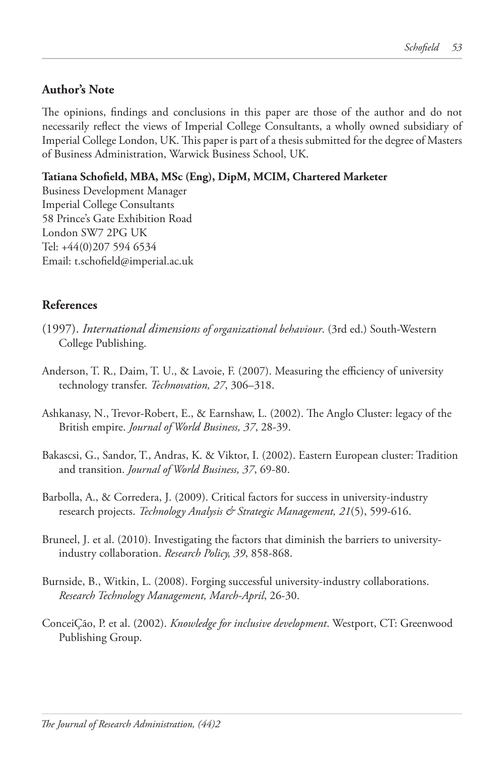## Author's Note

The opinions, findings and conclusions in this paper are those of the author and do not necessarily reflect the views of Imperial College Consultants, a wholly owned subsidiary of Imperial College London, UK. This paper is part of a thesis submitted for the degree of Masters of Business Administration, Warwick Business School, UK.

**Tatiana Schofield, MBA, MSc (Eng), DipM, MCIM, Chartered Marketer**
Business Development Manager
Imperial College Consultants
58 Prince's Gate Exhibition Road
London SW7 2PG UK
Tel: +44(0)207 594 6534
Email: t.schofield@imperial.ac.uk

## References

(1997). *International dimensions of organizational behaviour*. (3rd ed.) South-Western College Publishing.

Anderson, T. R., Daim, T. U., & Lavoie, F. (2007). Measuring the efficiency of university technology transfer. *Technovation, 27*, 306–318.

Ashkanasy, N., Trevor-Robert, E., & Earnshaw, L. (2002). The Anglo Cluster: legacy of the British empire. *Journal of World Business, 37*, 28-39.

Bakascsi, G., Sandor, T., Andras, K. & Viktor, I. (2002). Eastern European cluster: Tradition and transition. *Journal of World Business, 37*, 69-80.

Barbolla, A., & Corredera, J. (2009). Critical factors for success in university-industry research projects. *Technology Analysis & Strategic Management, 21*(5), 599-616.

Bruneel, J. et al. (2010). Investigating the factors that diminish the barriers to university-industry collaboration. *Research Policy, 39*, 858-868.

Burnside, B., Witkin, L. (2008). Forging successful university-industry collaborations. *Research Technology Management, March-April*, 26-30.

ConceiÇão, P. et al. (2002). *Knowledge for inclusive development*. Westport, CT: Greenwood Publishing Group.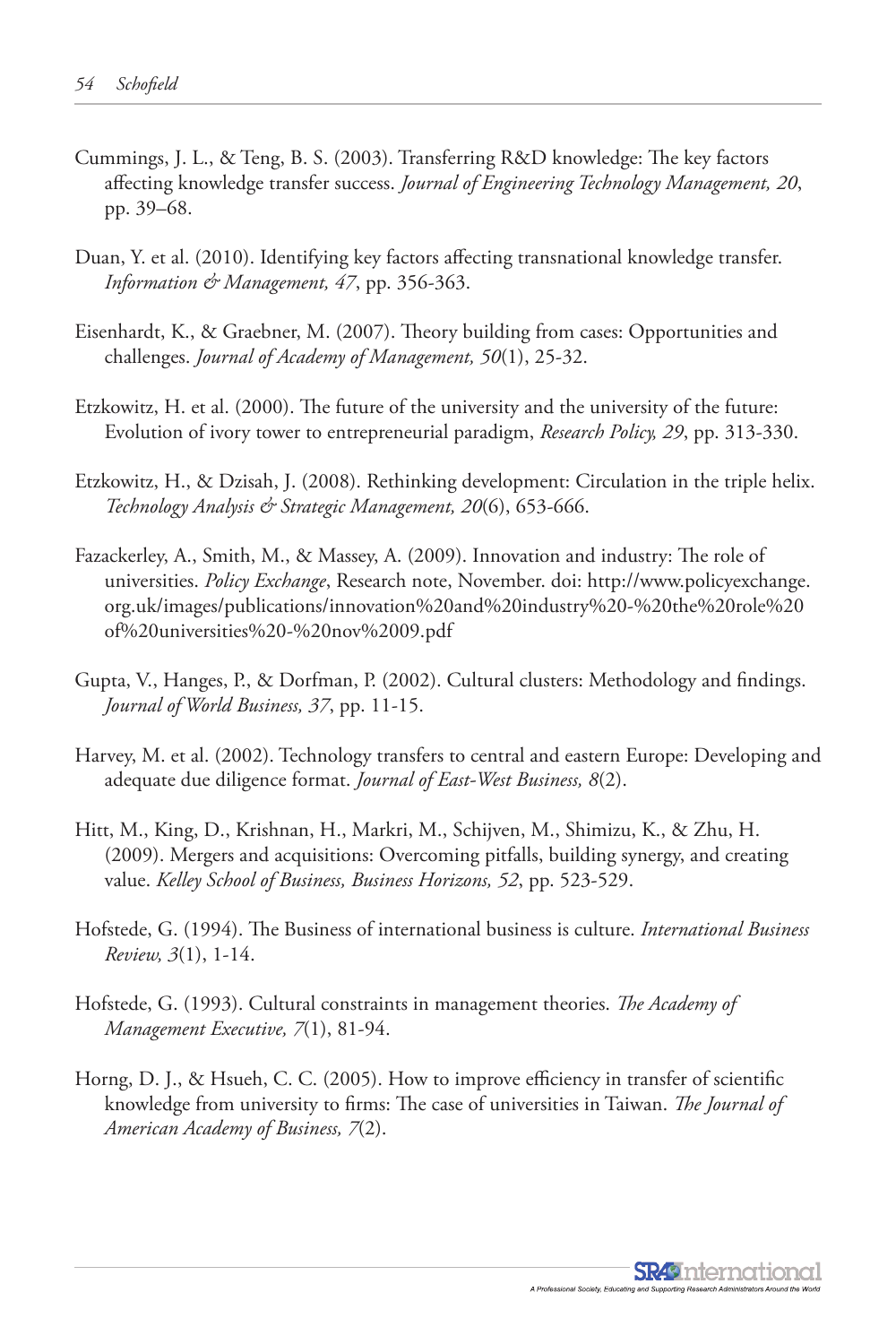Cummings, J. L., & Teng, B. S. (2003). Transferring R&D knowledge: The key factors affecting knowledge transfer success. *Journal of Engineering Technology Management, 20*, pp. 39–68.

Duan, Y. et al. (2010). Identifying key factors affecting transnational knowledge transfer. *Information & Management, 47*, pp. 356-363.

Eisenhardt, K., & Graebner, M. (2007). Theory building from cases: Opportunities and challenges. *Journal of Academy of Management, 50*(1), 25-32.

Etzkowitz, H. et al. (2000). The future of the university and the university of the future: Evolution of ivory tower to entrepreneurial paradigm, *Research Policy, 29*, pp. 313-330.

Etzkowitz, H., & Dzisah, J. (2008). Rethinking development: Circulation in the triple helix. *Technology Analysis & Strategic Management, 20*(6), 653-666.

Fazackerley, A., Smith, M., & Massey, A. (2009). Innovation and industry: The role of universities. *Policy Exchange*, Research note, November. doi: http://www.policyexchange.org.uk/images/publications/innovation%20and%20industry%20-%20the%20role%20of%20universities%20-%20nov%2009.pdf

Gupta, V., Hanges, P., & Dorfman, P. (2002). Cultural clusters: Methodology and findings. *Journal of World Business, 37*, pp. 11-15.

Harvey, M. et al. (2002). Technology transfers to central and eastern Europe: Developing and adequate due diligence format. *Journal of East-West Business, 8*(2).

Hitt, M., King, D., Krishnan, H., Markri, M., Schijven, M., Shimizu, K., & Zhu, H. (2009). Mergers and acquisitions: Overcoming pitfalls, building synergy, and creating value. *Kelley School of Business, Business Horizons, 52*, pp. 523-529.

Hofstede, G. (1994). The Business of international business is culture. *International Business Review, 3*(1), 1-14.

Hofstede, G. (1993). Cultural constraints in management theories. *The Academy of Management Executive, 7*(1), 81-94.

Horng, D. J., & Hsueh, C. C. (2005). How to improve efficiency in transfer of scientific knowledge from university to firms: The case of universities in Taiwan. *The Journal of American Academy of Business, 7*(2).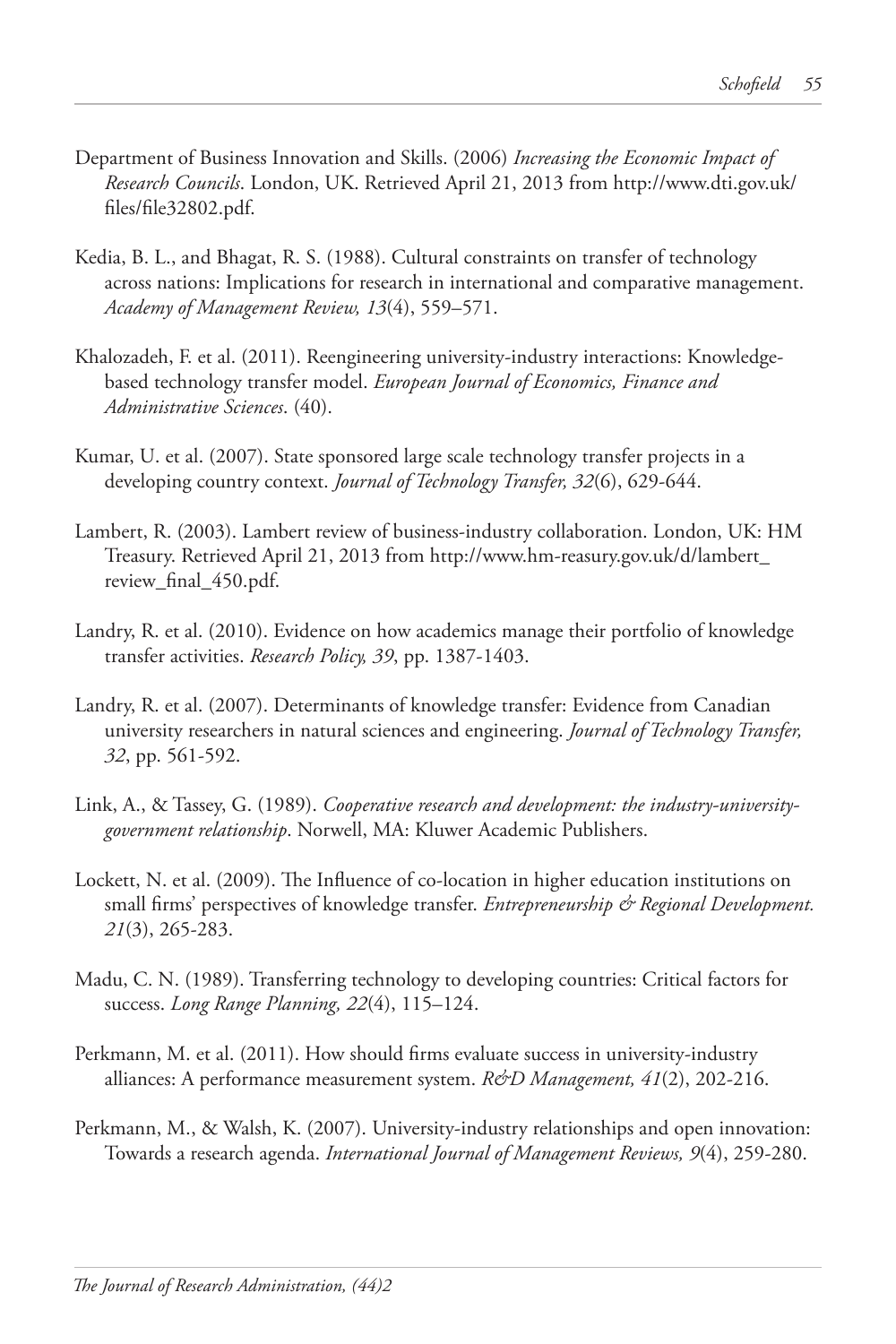Department of Business Innovation and Skills. (2006) *Increasing the Economic Impact of Research Councils*. London, UK. Retrieved April 21, 2013 from http://www.dti.gov.uk/files/file32802.pdf.

Kedia, B. L., and Bhagat, R. S. (1988). Cultural constraints on transfer of technology across nations: Implications for research in international and comparative management. *Academy of Management Review, 13*(4), 559–571.

Khalozadeh, F. et al. (2011). Reengineering university-industry interactions: Knowledge-based technology transfer model. *European Journal of Economics, Finance and Administrative Sciences*. (40).

Kumar, U. et al. (2007). State sponsored large scale technology transfer projects in a developing country context. *Journal of Technology Transfer, 32*(6), 629-644.

Lambert, R. (2003). Lambert review of business-industry collaboration. London, UK: HM Treasury. Retrieved April 21, 2013 from http://www.hm-reasury.gov.uk/d/lambert_review_final_450.pdf.

Landry, R. et al. (2010). Evidence on how academics manage their portfolio of knowledge transfer activities. *Research Policy, 39*, pp. 1387-1403.

Landry, R. et al. (2007). Determinants of knowledge transfer: Evidence from Canadian university researchers in natural sciences and engineering. *Journal of Technology Transfer, 32*, pp. 561-592.

Link, A., & Tassey, G. (1989). *Cooperative research and development: the industry-university-government relationship*. Norwell, MA: Kluwer Academic Publishers.

Lockett, N. et al. (2009). The Influence of co-location in higher education institutions on small firms' perspectives of knowledge transfer. *Entrepreneurship & Regional Development. 21*(3), 265-283.

Madu, C. N. (1989). Transferring technology to developing countries: Critical factors for success. *Long Range Planning, 22*(4), 115–124.

Perkmann, M. et al. (2011). How should firms evaluate success in university-industry alliances: A performance measurement system. *R&D Management, 41*(2), 202-216.

Perkmann, M., & Walsh, K. (2007). University-industry relationships and open innovation: Towards a research agenda. *International Journal of Management Reviews, 9*(4), 259-280.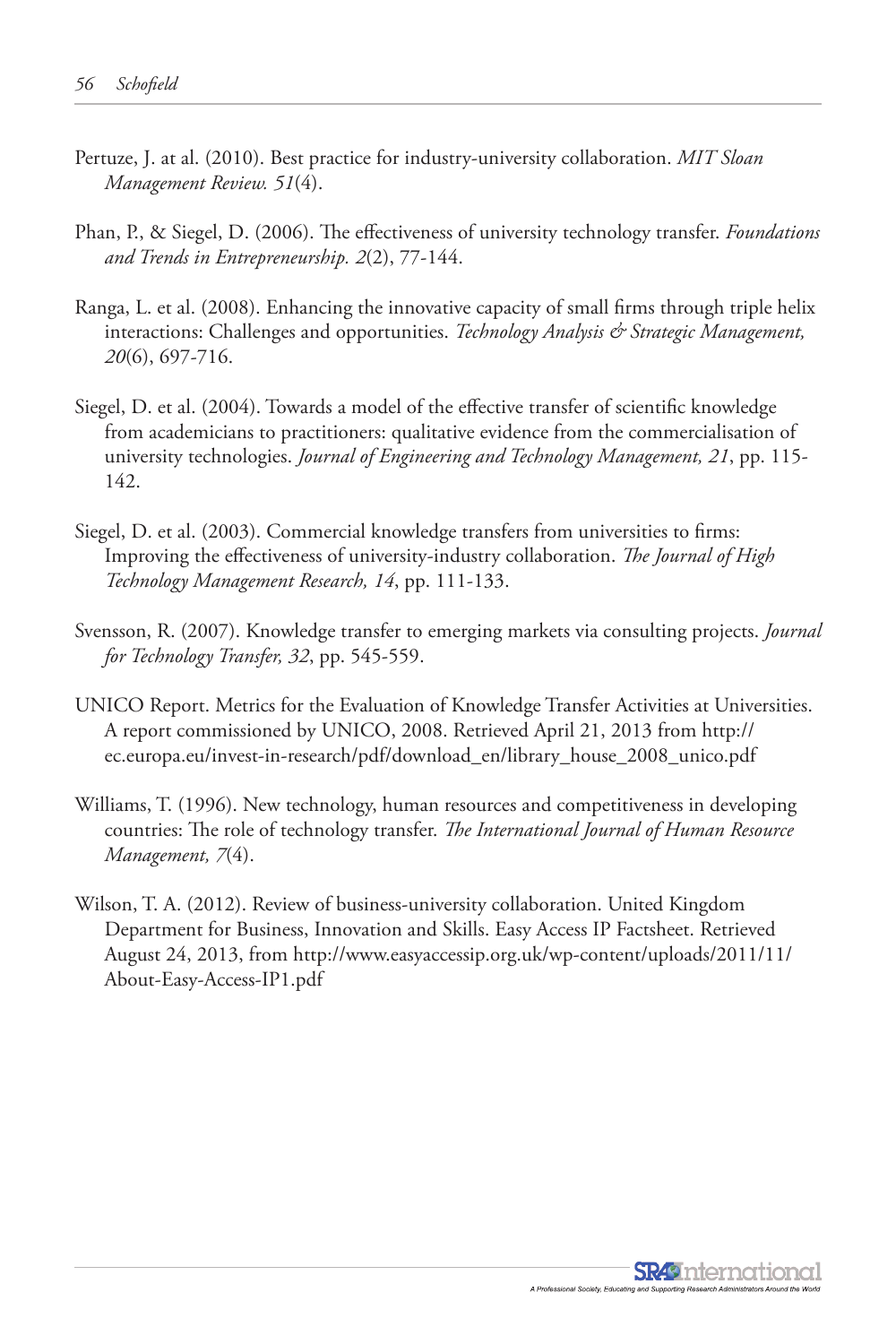Pertuze, J. at al. (2010). Best practice for industry-university collaboration. *MIT Sloan Management Review. 51*(4).

Phan, P., & Siegel, D. (2006). The effectiveness of university technology transfer. *Foundations and Trends in Entrepreneurship. 2*(2), 77-144.

Ranga, L. et al. (2008). Enhancing the innovative capacity of small firms through triple helix interactions: Challenges and opportunities. *Technology Analysis & Strategic Management, 20*(6), 697-716.

Siegel, D. et al. (2004). Towards a model of the effective transfer of scientific knowledge from academicians to practitioners: qualitative evidence from the commercialisation of university technologies. *Journal of Engineering and Technology Management, 21*, pp. 115-142.

Siegel, D. et al. (2003). Commercial knowledge transfers from universities to firms: Improving the effectiveness of university-industry collaboration. *The Journal of High Technology Management Research, 14*, pp. 111-133.

Svensson, R. (2007). Knowledge transfer to emerging markets via consulting projects. *Journal for Technology Transfer, 32*, pp. 545-559.

UNICO Report. Metrics for the Evaluation of Knowledge Transfer Activities at Universities. A report commissioned by UNICO, 2008. Retrieved April 21, 2013 from http://ec.europa.eu/invest-in-research/pdf/download_en/library_house_2008_unico.pdf

Williams, T. (1996). New technology, human resources and competitiveness in developing countries: The role of technology transfer. *The International Journal of Human Resource Management, 7*(4).

Wilson, T. A. (2012). Review of business-university collaboration. United Kingdom Department for Business, Innovation and Skills. Easy Access IP Factsheet. Retrieved August 24, 2013, from http://www.easyaccessip.org.uk/wp-content/uploads/2011/11/About-Easy-Access-IP1.pdf